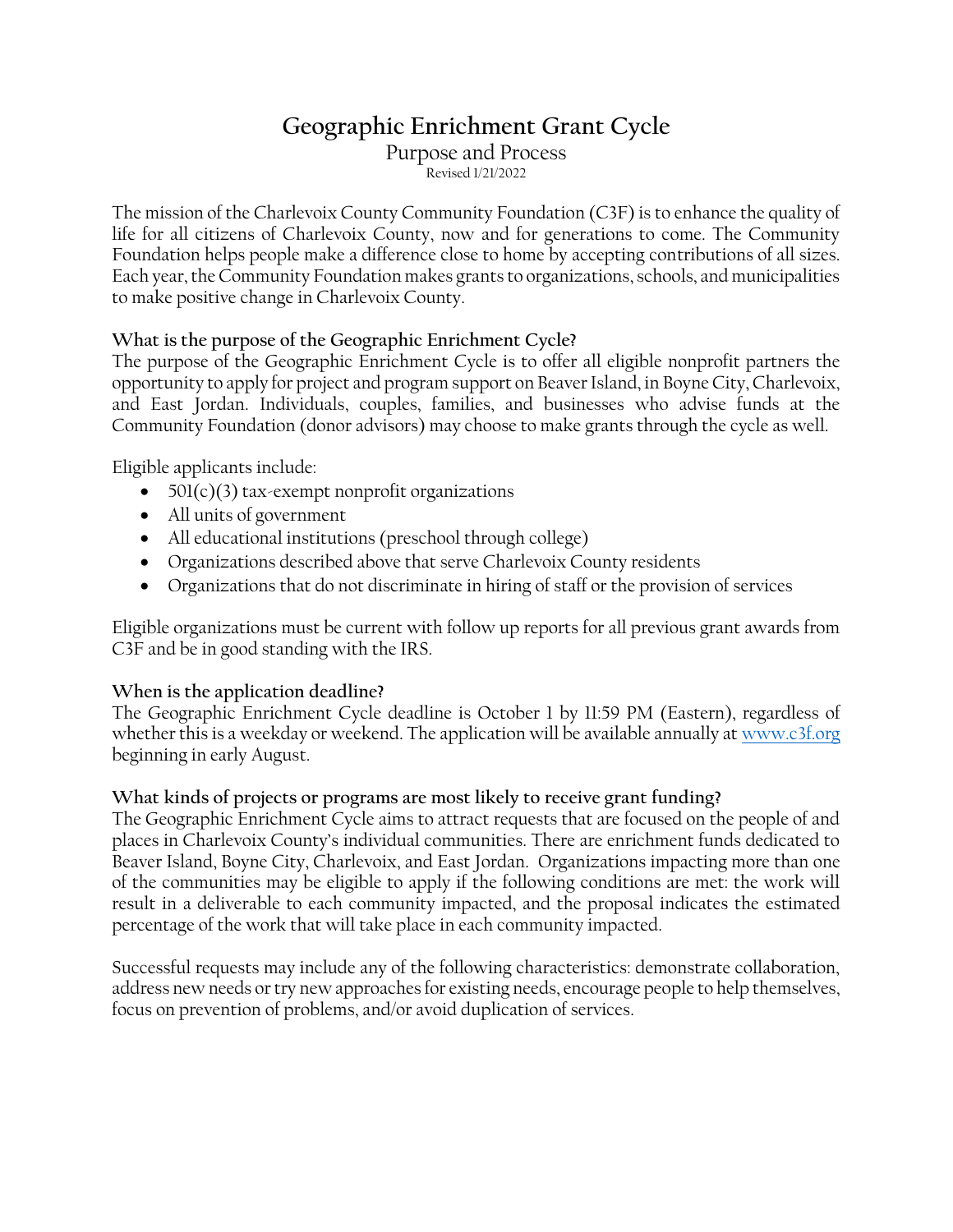# Geographic Enrichment Grant Cycle

Purpose and Process

Revised 1/21/2022

The mission of the Charlevoix County Community Foundation (C3F) is to enhance the quality of life for all citizens of Charlevoix County, now and for generations to come. The Community Foundation helps people make a difference close to home by accepting contributions of all sizes. Each year, the Community Foundation makes grants to organizations, schools, and municipalities to make positive change in Charlevoix County.

### What is the purpose of the Geographic Enrichment Cycle?

The purpose of the Geographic Enrichment Cycle is to offer all eligible nonprofit partners the opportunity to apply for project and program support on Beaver Island, in Boyne City, Charlevoix, and East Jordan. Individuals, couples, families, and businesses who advise funds at the Community Foundation (donor advisors) may choose to make grants through the cycle as well.

Eligible applicants include:

- 501(c)(3) tax-exempt nonprofit organizations
- All units of government
- All educational institutions (preschool through college)
- Organizations described above that serve Charlevoix County residents
- Organizations that do not discriminate in hiring of staff or the provision of services

Eligible organizations must be current with follow up reports for all previous grant awards from C3F and be in good standing with the IRS.

### When is the application deadline?

The Geographic Enrichment Cycle deadline is October 1 by 11:59 PM (Eastern), regardless of whether this is a weekday or weekend. The application will be available annually at [www.c3f.org](http://www.c3f.org) beginning in early August.

### What kinds of projects or programs are most likely to receive grant funding?

The Geographic Enrichment Cycle aims to attract requests that are focused on the people of and places in Charlevoix County's individual communities. There are enrichment funds dedicated to Beaver Island, Boyne City, Charlevoix, and East Jordan. Organizations impacting more than one of the communities may be eligible to apply if the following conditions are met: the work will result in a deliverable to each community impacted, and the proposal indicates the estimated percentage of the work that will take place in each community impacted.

Successful requests may include any of the following characteristics: demonstrate collaboration, address new needs or try new approaches for existing needs, encourage people to help themselves, focus on prevention of problems, and/or avoid duplication of services.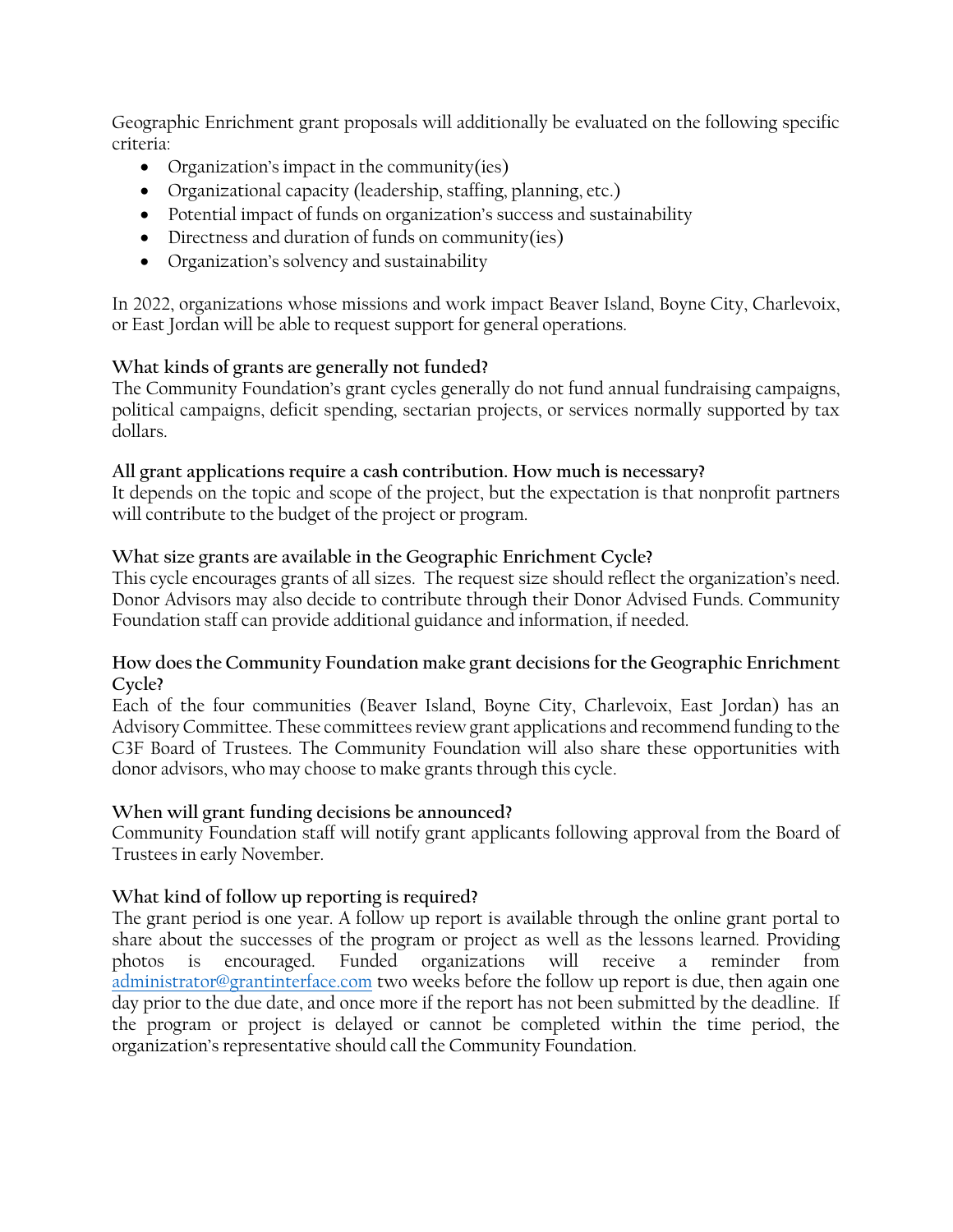Geographic Enrichment grant proposals will additionally be evaluated on the following specific criteria:

- Organization's impact in the community(ies)
- Organizational capacity (leadership, staffing, planning, etc.)
- Potential impact of funds on organization's success and sustainability
- Directness and duration of funds on community(ies)
- Organization's solvency and sustainability

In 2022, organizations whose missions and work impact Beaver Island, Boyne City, Charlevoix, or East Jordan will be able to request support for general operations.

**What kinds of grants are generally not funded?**
The Community Foundation's grant cycles generally do not fund annual fundraising campaigns, political campaigns, deficit spending, sectarian projects, or services normally supported by tax dollars.

**All grant applications require a cash contribution. How much is necessary?**
It depends on the topic and scope of the project, but the expectation is that nonprofit partners will contribute to the budget of the project or program.

**What size grants are available in the Geographic Enrichment Cycle?**
This cycle encourages grants of all sizes. The request size should reflect the organization's need. Donor Advisors may also decide to contribute through their Donor Advised Funds. Community Foundation staff can provide additional guidance and information, if needed.

**How does the Community Foundation make grant decisions for the Geographic Enrichment Cycle?**
Each of the four communities (Beaver Island, Boyne City, Charlevoix, East Jordan) has an Advisory Committee. These committees review grant applications and recommend funding to the C3F Board of Trustees. The Community Foundation will also share these opportunities with donor advisors, who may choose to make grants through this cycle.

**When will grant funding decisions be announced?**
Community Foundation staff will notify grant applicants following approval from the Board of Trustees in early November.

**What kind of follow up reporting is required?**
The grant period is one year. A follow up report is available through the online grant portal to share about the successes of the program or project as well as the lessons learned. Providing photos is encouraged. Funded organizations will receive a reminder from administrator@grantinterface.com two weeks before the follow up report is due, then again one day prior to the due date, and once more if the report has not been submitted by the deadline. If the program or project is delayed or cannot be completed within the time period, the organization's representative should call the Community Foundation.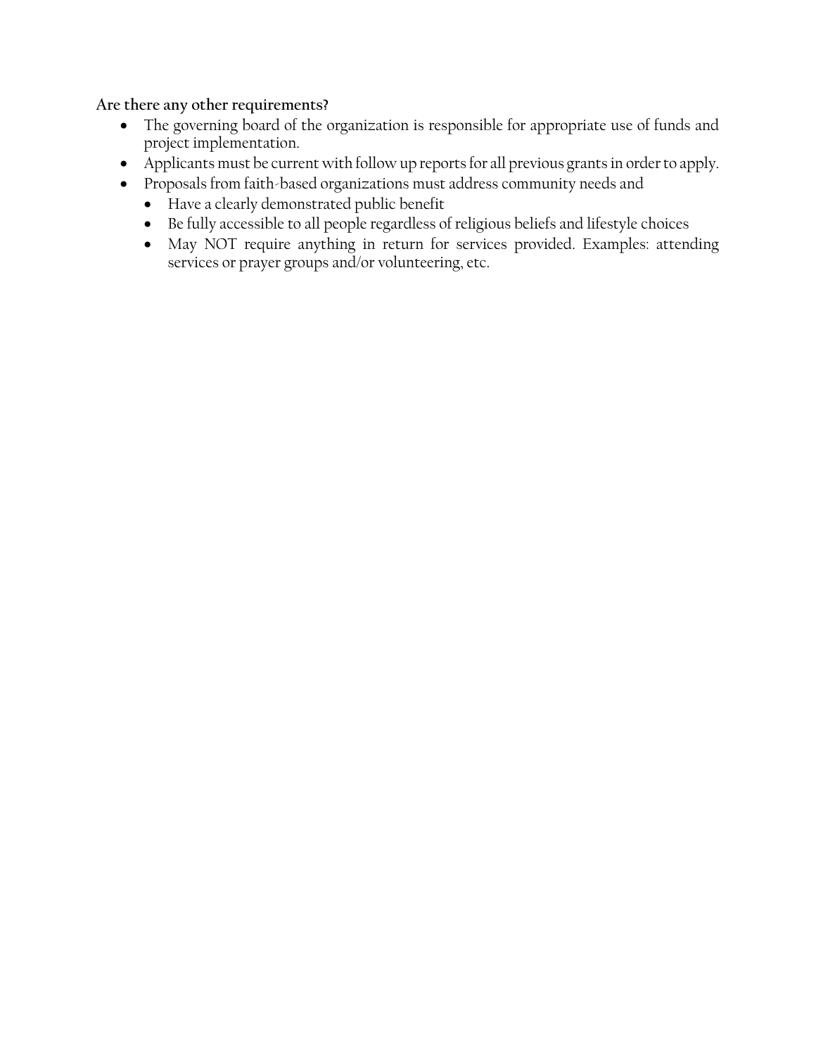**Are there any other requirements?**

- The governing board of the organization is responsible for appropriate use of funds and project implementation.
- Applicants must be current with follow up reports for all previous grants in order to apply.
- Proposals from faith-based organizations must address community needs and
  - Have a clearly demonstrated public benefit
  - Be fully accessible to all people regardless of religious beliefs and lifestyle choices
  - May NOT require anything in return for services provided. Examples: attending services or prayer groups and/or volunteering, etc.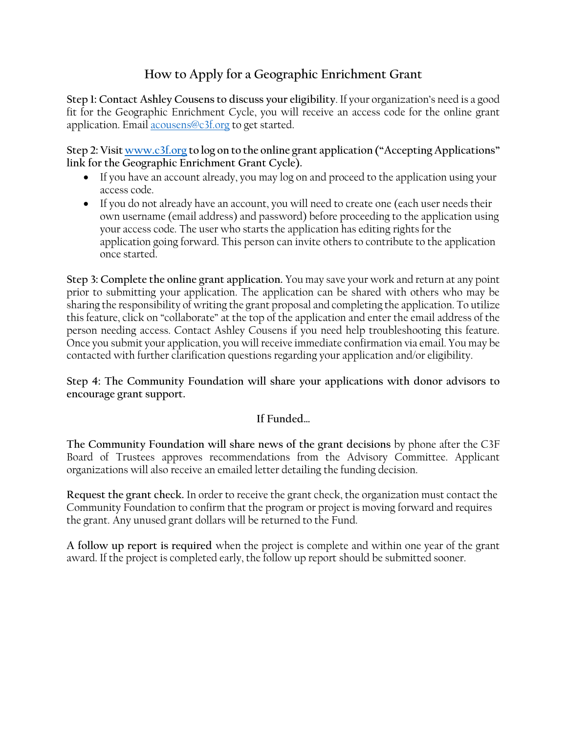# How to Apply for a Geographic Enrichment Grant

**Step 1: Contact Ashley Cousens to discuss your eligibility**. If your organization's need is a good fit for the Geographic Enrichment Cycle, you will receive an access code for the online grant application. Email acousens@c3f.org to get started.

**Step 2: Visit www.c3f.org to log on to the online grant application ("Accepting Applications" link for the Geographic Enrichment Grant Cycle).**

- If you have an account already, you may log on and proceed to the application using your access code.
- If you do not already have an account, you will need to create one (each user needs their own username (email address) and password) before proceeding to the application using your access code. The user who starts the application has editing rights for the application going forward. This person can invite others to contribute to the application once started.

**Step 3: Complete the online grant application.** You may save your work and return at any point prior to submitting your application. The application can be shared with others who may be sharing the responsibility of writing the grant proposal and completing the application. To utilize this feature, click on "collaborate" at the top of the application and enter the email address of the person needing access. Contact Ashley Cousens if you need help troubleshooting this feature. Once you submit your application, you will receive immediate confirmation via email. You may be contacted with further clarification questions regarding your application and/or eligibility.

**Step 4: The Community Foundation will share your applications with donor advisors to encourage grant support.**

## If Funded…

**The Community Foundation will share news of the grant decisions** by phone after the C3F Board of Trustees approves recommendations from the Advisory Committee. Applicant organizations will also receive an emailed letter detailing the funding decision.

**Request the grant check.** In order to receive the grant check, the organization must contact the Community Foundation to confirm that the program or project is moving forward and requires the grant. Any unused grant dollars will be returned to the Fund.

**A follow up report is required** when the project is complete and within one year of the grant award. If the project is completed early, the follow up report should be submitted sooner.